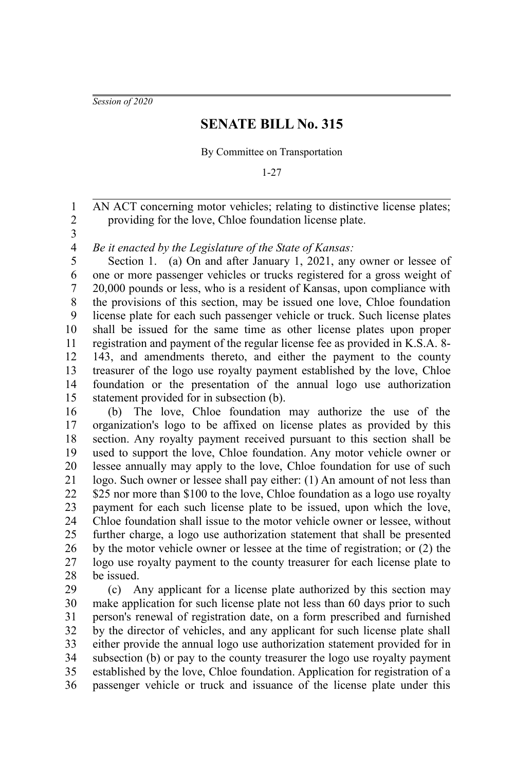*Session of 2020*

# SENATE BILL No. 315

By Committee on Transportation

1-27

AN ACT concerning motor vehicles; relating to distinctive license plates; providing for the love, Chloe foundation license plate.

*Be it enacted by the Legislature of the State of Kansas:*

Section 1. (a) On and after January 1, 2021, any owner or lessee of one or more passenger vehicles or trucks registered for a gross weight of 20,000 pounds or less, who is a resident of Kansas, upon compliance with the provisions of this section, may be issued one love, Chloe foundation license plate for each such passenger vehicle or truck. Such license plates shall be issued for the same time as other license plates upon proper registration and payment of the regular license fee as provided in K.S.A. 8-143, and amendments thereto, and either the payment to the county treasurer of the logo use royalty payment established by the love, Chloe foundation or the presentation of the annual logo use authorization statement provided for in subsection (b).

(b) The love, Chloe foundation may authorize the use of the organization's logo to be affixed on license plates as provided by this section. Any royalty payment received pursuant to this section shall be used to support the love, Chloe foundation. Any motor vehicle owner or lessee annually may apply to the love, Chloe foundation for use of such logo. Such owner or lessee shall pay either: (1) An amount of not less than $25 nor more than $100 to the love, Chloe foundation as a logo use royalty payment for each such license plate to be issued, upon which the love, Chloe foundation shall issue to the motor vehicle owner or lessee, without further charge, a logo use authorization statement that shall be presented by the motor vehicle owner or lessee at the time of registration; or (2) the logo use royalty payment to the county treasurer for each license plate to be issued.

(c) Any applicant for a license plate authorized by this section may make application for such license plate not less than 60 days prior to such person's renewal of registration date, on a form prescribed and furnished by the director of vehicles, and any applicant for such license plate shall either provide the annual logo use authorization statement provided for in subsection (b) or pay to the county treasurer the logo use royalty payment established by the love, Chloe foundation. Application for registration of a passenger vehicle or truck and issuance of the license plate under this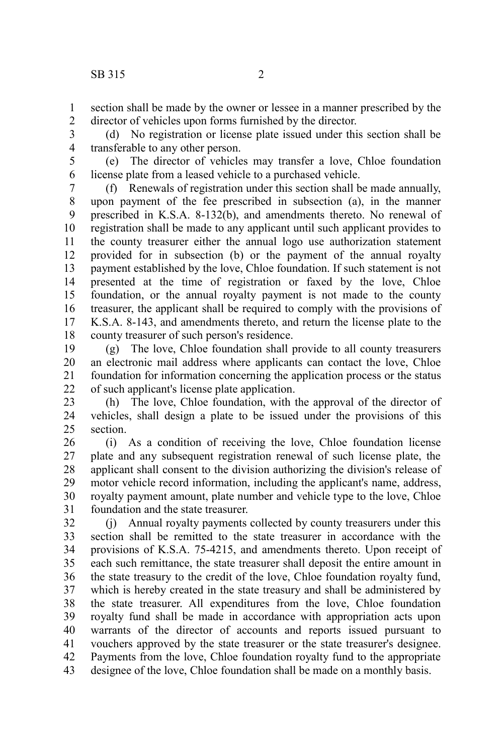section shall be made by the owner or lessee in a manner prescribed by the director of vehicles upon forms furnished by the director.

(d) No registration or license plate issued under this section shall be transferable to any other person.

(e) The director of vehicles may transfer a love, Chloe foundation license plate from a leased vehicle to a purchased vehicle.

(f) Renewals of registration under this section shall be made annually, upon payment of the fee prescribed in subsection (a), in the manner prescribed in K.S.A. 8-132(b), and amendments thereto. No renewal of registration shall be made to any applicant until such applicant provides to the county treasurer either the annual logo use authorization statement provided for in subsection (b) or the payment of the annual royalty payment established by the love, Chloe foundation. If such statement is not presented at the time of registration or faxed by the love, Chloe foundation, or the annual royalty payment is not made to the county treasurer, the applicant shall be required to comply with the provisions of K.S.A. 8-143, and amendments thereto, and return the license plate to the county treasurer of such person's residence.

(g) The love, Chloe foundation shall provide to all county treasurers an electronic mail address where applicants can contact the love, Chloe foundation for information concerning the application process or the status of such applicant's license plate application.

(h) The love, Chloe foundation, with the approval of the director of vehicles, shall design a plate to be issued under the provisions of this section.

(i) As a condition of receiving the love, Chloe foundation license plate and any subsequent registration renewal of such license plate, the applicant shall consent to the division authorizing the division's release of motor vehicle record information, including the applicant's name, address, royalty payment amount, plate number and vehicle type to the love, Chloe foundation and the state treasurer.

(j) Annual royalty payments collected by county treasurers under this section shall be remitted to the state treasurer in accordance with the provisions of K.S.A. 75-4215, and amendments thereto. Upon receipt of each such remittance, the state treasurer shall deposit the entire amount in the state treasury to the credit of the love, Chloe foundation royalty fund, which is hereby created in the state treasury and shall be administered by the state treasurer. All expenditures from the love, Chloe foundation royalty fund shall be made in accordance with appropriation acts upon warrants of the director of accounts and reports issued pursuant to vouchers approved by the state treasurer or the state treasurer's designee. Payments from the love, Chloe foundation royalty fund to the appropriate designee of the love, Chloe foundation shall be made on a monthly basis.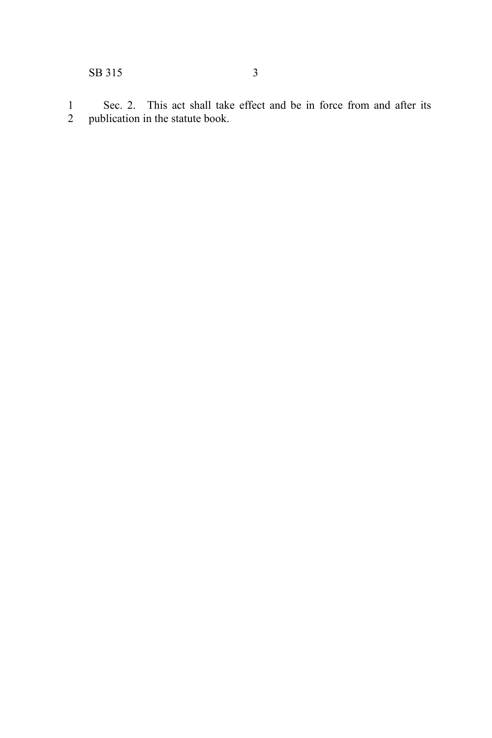Sec. 2. This act shall take effect and be in force from and after its publication in the statute book.